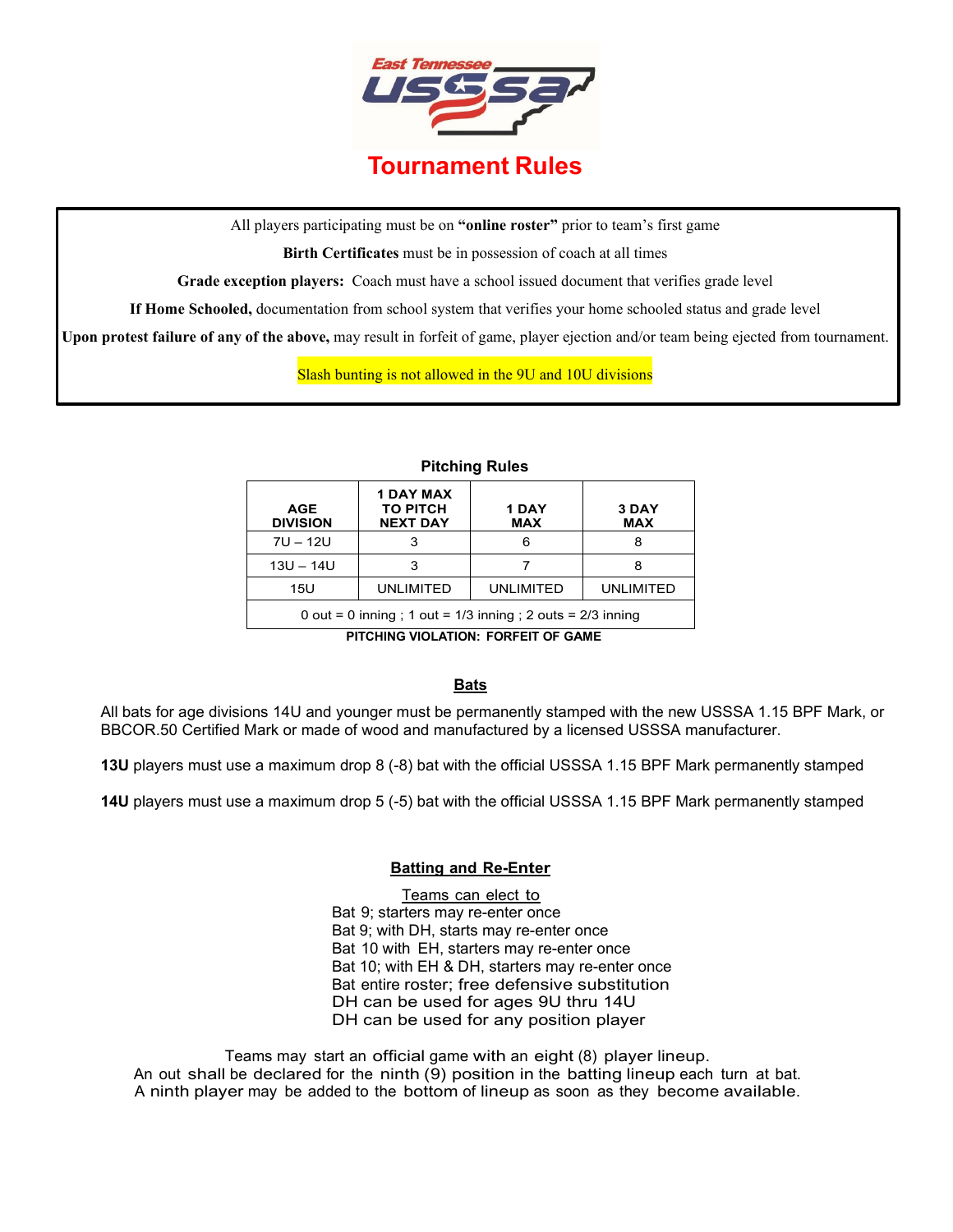# East Tennessee USSSA

# Tournament Rules

All players participating must be on **"online roster"** prior to team's first game

**Birth Certificates** must be in possession of coach at all times

**Grade exception players:** Coach must have a school issued document that verifies grade level

**If Home Schooled,** documentation from school system that verifies your home schooled status and grade level

**Upon protest failure of any of the above,** may result in forfeit of game, player ejection and/or team being ejected from tournament.

Slash bunting is not allowed in the 9U and 10U divisions

## Pitching Rules

| AGE DIVISION | 1 DAY MAX TO PITCH NEXT DAY | 1 DAY MAX | 3 DAY MAX |
|---|---|---|---|
| 7U – 12U | 3 | 6 | 8 |
| 13U – 14U | 3 | 7 | 8 |
| 15U | UNLIMITED | UNLIMITED | UNLIMITED |
| 0 out = 0 inning ; 1 out = 1/3 inning ; 2 outs = 2/3 inning | | | |

**PITCHING VIOLATION: FORFEIT OF GAME**

## Bats

All bats for age divisions 14U and younger must be permanently stamped with the new USSSA 1.15 BPF Mark, or BBCOR.50 Certified Mark or made of wood and manufactured by a licensed USSSA manufacturer.

**13U** players must use a maximum drop 8 (-8) bat with the official USSSA 1.15 BPF Mark permanently stamped

**14U** players must use a maximum drop 5 (-5) bat with the official USSSA 1.15 BPF Mark permanently stamped

## Batting and Re-Enter

Teams can elect to

- Bat 9; starters may re-enter once
- Bat 9; with DH, starts may re-enter once
- Bat 10 with EH, starters may re-enter once
- Bat 10; with EH & DH, starters may re-enter once
- Bat entire roster; free defensive substitution
- DH can be used for ages 9U thru 14U
- DH can be used for any position player

Teams may start an official game with an eight (8) player lineup.
An out shall be declared for the ninth (9) position in the batting lineup each turn at bat.
A ninth player may be added to the bottom of lineup as soon as they become available.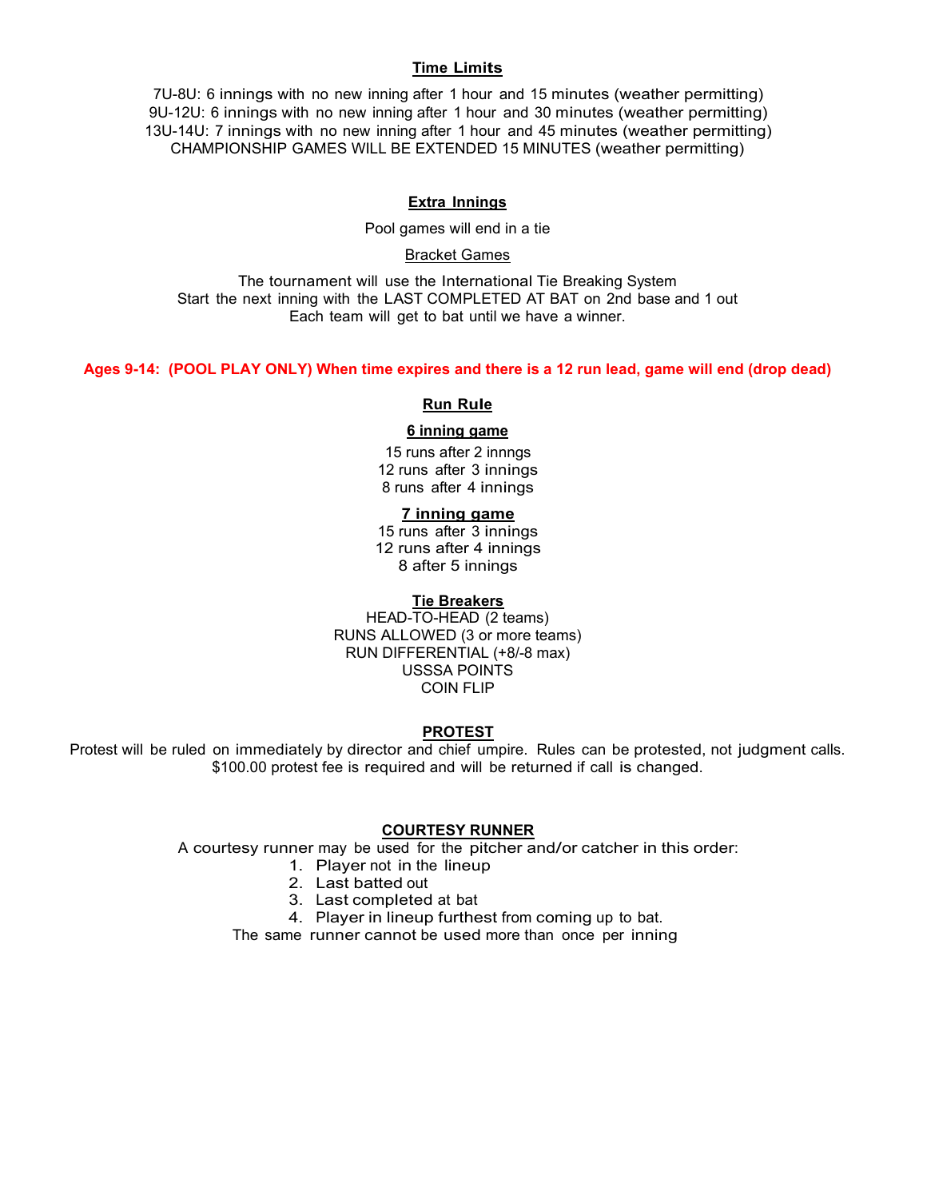## Time Limits

7U-8U: 6 innings with no new inning after 1 hour and 15 minutes (weather permitting)
9U-12U: 6 innings with no new inning after 1 hour and 30 minutes (weather permitting)
13U-14U: 7 innings with no new inning after 1 hour and 45 minutes (weather permitting)
CHAMPIONSHIP GAMES WILL BE EXTENDED 15 MINUTES (weather permitting)

## Extra Innings

Pool games will end in a tie

Bracket Games

The tournament will use the International Tie Breaking System
Start the next inning with the LAST COMPLETED AT BAT on 2nd base and 1 out
Each team will get to bat until we have a winner.

**Ages 9-14: (POOL PLAY ONLY) When time expires and there is a 12 run lead, game will end (drop dead)**

## Run Rule

### 6 inning game

15 runs after 2 innngs
12 runs after 3 innings
8 runs after 4 innings

### 7 inning game

15 runs after 3 innings
12 runs after 4 innings
8 after 5 innings

## Tie Breakers

HEAD-TO-HEAD (2 teams)
RUNS ALLOWED (3 or more teams)
RUN DIFFERENTIAL (+8/-8 max)
USSSA POINTS
COIN FLIP

## PROTEST

Protest will be ruled on immediately by director and chief umpire. Rules can be protested, not judgment calls. $100.00 protest fee is required and will be returned if call is changed.

## COURTESY RUNNER

A courtesy runner may be used for the pitcher and/or catcher in this order:

1. Player not in the lineup
2. Last batted out
3. Last completed at bat
4. Player in lineup furthest from coming up to bat.

The same runner cannot be used more than once per inning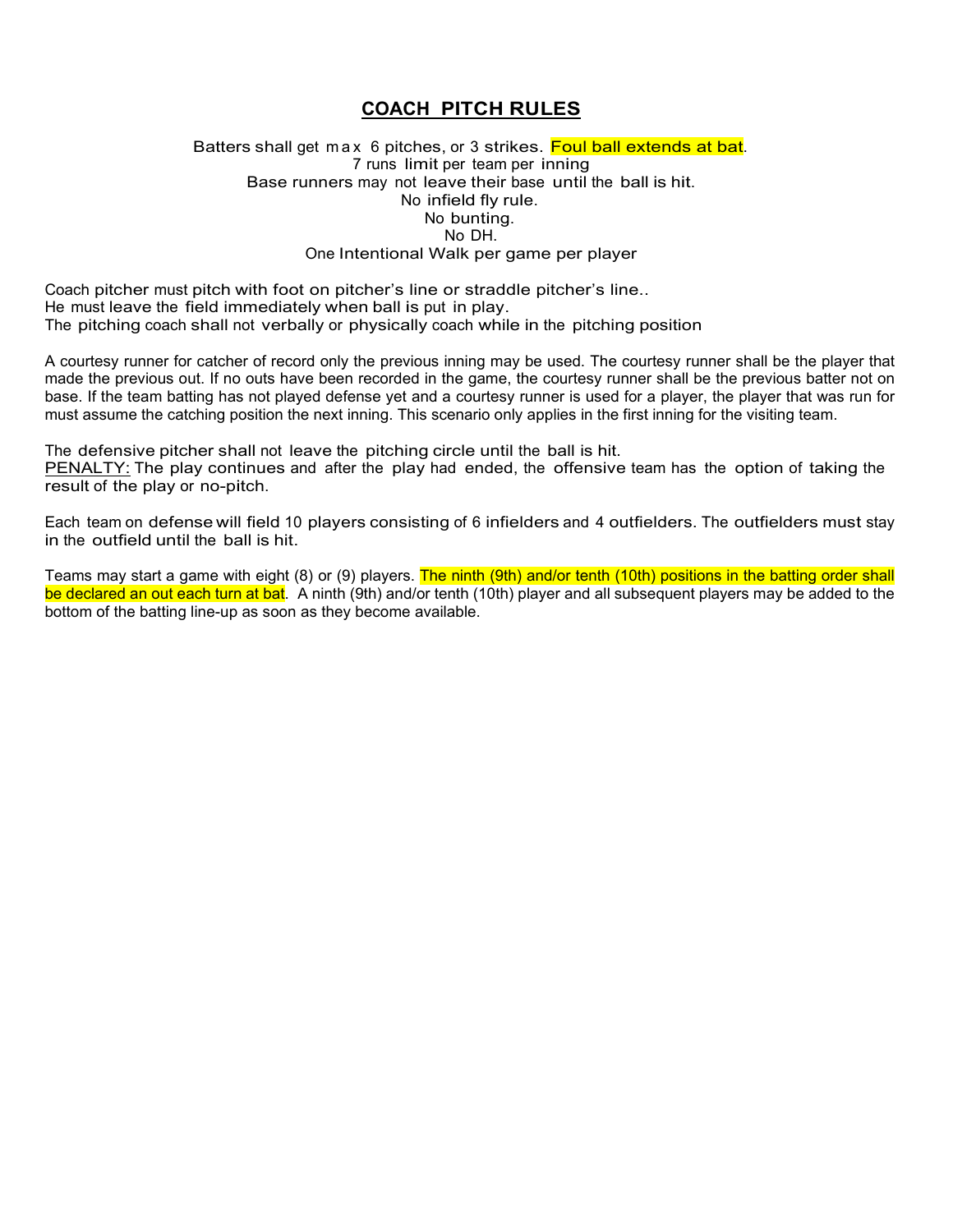## COACH PITCH RULES

Batters shall get max 6 pitches, or 3 strikes. Foul ball extends at bat.
7 runs limit per team per inning
Base runners may not leave their base until the ball is hit.
No infield fly rule.
No bunting.
No DH.
One Intentional Walk per game per player

Coach pitcher must pitch with foot on pitcher's line or straddle pitcher's line..
He must leave the field immediately when ball is put in play.
The pitching coach shall not verbally or physically coach while in the pitching position

A courtesy runner for catcher of record only the previous inning may be used. The courtesy runner shall be the player that made the previous out. If no outs have been recorded in the game, the courtesy runner shall be the previous batter not on base. If the team batting has not played defense yet and a courtesy runner is used for a player, the player that was run for must assume the catching position the next inning. This scenario only applies in the first inning for the visiting team.

The defensive pitcher shall not leave the pitching circle until the ball is hit.
PENALTY: The play continues and after the play had ended, the offensive team has the option of taking the result of the play or no-pitch.

Each team on defense will field 10 players consisting of 6 infielders and 4 outfielders. The outfielders must stay in the outfield until the ball is hit.

Teams may start a game with eight (8) or (9) players. The ninth (9th) and/or tenth (10th) positions in the batting order shall be declared an out each turn at bat. A ninth (9th) and/or tenth (10th) player and all subsequent players may be added to the bottom of the batting line-up as soon as they become available.